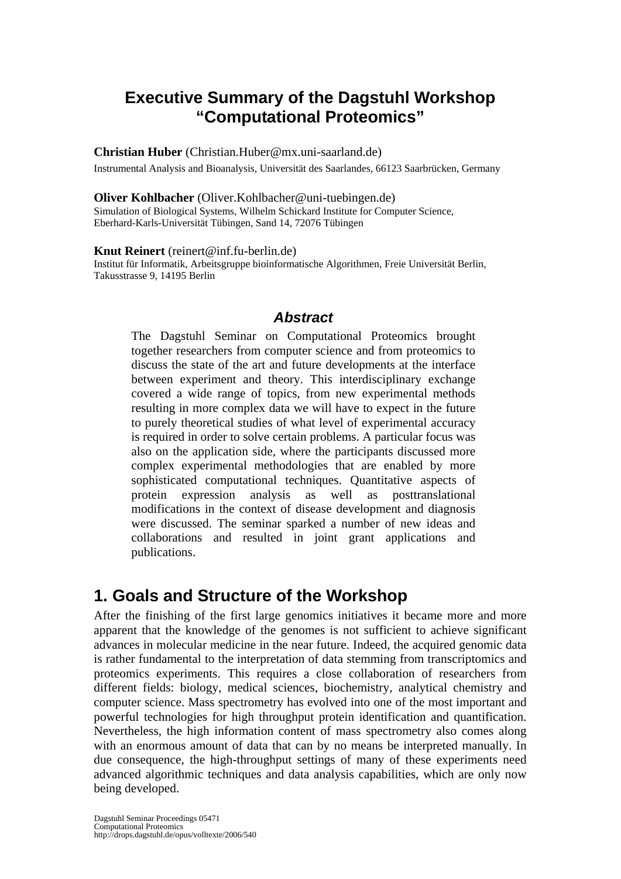# Executive Summary of the Dagstuhl Workshop "Computational Proteomics"

**Christian Huber** (Christian.Huber@mx.uni-saarland.de)
Instrumental Analysis and Bioanalysis, Universität des Saarlandes, 66123 Saarbrücken, Germany

**Oliver Kohlbacher** (Oliver.Kohlbacher@uni-tuebingen.de)
Simulation of Biological Systems, Wilhelm Schickard Institute for Computer Science, Eberhard-Karls-Universität Tübingen, Sand 14, 72076 Tübingen

**Knut Reinert** (reinert@inf.fu-berlin.de)
Institut für Informatik, Arbeitsgruppe bioinformatische Algorithmen, Freie Universität Berlin, Takusstrasse 9, 14195 Berlin

### *Abstract*

The Dagstuhl Seminar on Computational Proteomics brought together researchers from computer science and from proteomics to discuss the state of the art and future developments at the interface between experiment and theory. This interdisciplinary exchange covered a wide range of topics, from new experimental methods resulting in more complex data we will have to expect in the future to purely theoretical studies of what level of experimental accuracy is required in order to solve certain problems. A particular focus was also on the application side, where the participants discussed more complex experimental methodologies that are enabled by more sophisticated computational techniques. Quantitative aspects of protein expression analysis as well as posttranslational modifications in the context of disease development and diagnosis were discussed. The seminar sparked a number of new ideas and collaborations and resulted in joint grant applications and publications.

## 1. Goals and Structure of the Workshop

After the finishing of the first large genomics initiatives it became more and more apparent that the knowledge of the genomes is not sufficient to achieve significant advances in molecular medicine in the near future. Indeed, the acquired genomic data is rather fundamental to the interpretation of data stemming from transcriptomics and proteomics experiments. This requires a close collaboration of researchers from different fields: biology, medical sciences, biochemistry, analytical chemistry and computer science. Mass spectrometry has evolved into one of the most important and powerful technologies for high throughput protein identification and quantification. Nevertheless, the high information content of mass spectrometry also comes along with an enormous amount of data that can by no means be interpreted manually. In due consequence, the high-throughput settings of many of these experiments need advanced algorithmic techniques and data analysis capabilities, which are only now being developed.

Dagstuhl Seminar Proceedings 05471
Computational Proteomics
http://drops.dagstuhl.de/opus/volltexte/2006/540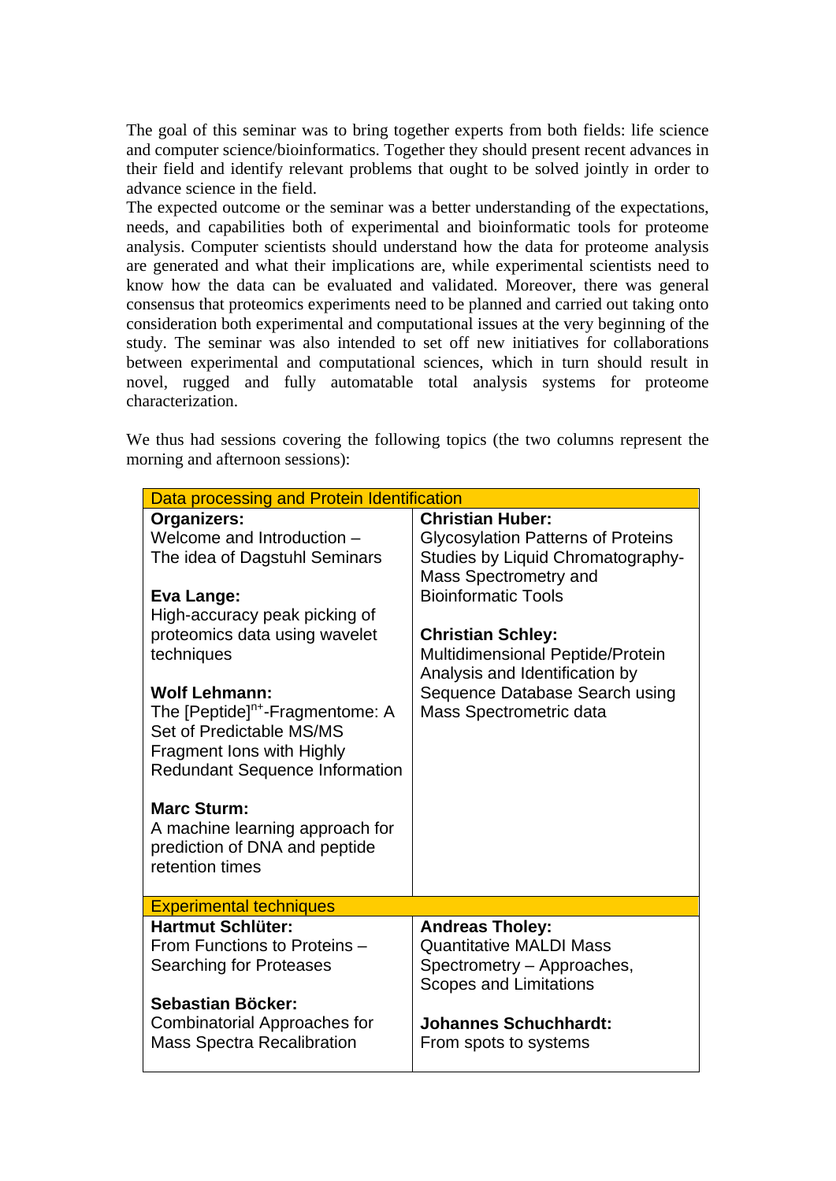The goal of this seminar was to bring together experts from both fields: life science and computer science/bioinformatics. Together they should present recent advances in their field and identify relevant problems that ought to be solved jointly in order to advance science in the field.

The expected outcome or the seminar was a better understanding of the expectations, needs, and capabilities both of experimental and bioinformatic tools for proteome analysis. Computer scientists should understand how the data for proteome analysis are generated and what their implications are, while experimental scientists need to know how the data can be evaluated and validated. Moreover, there was general consensus that proteomics experiments need to be planned and carried out taking onto consideration both experimental and computational issues at the very beginning of the study. The seminar was also intended to set off new initiatives for collaborations between experimental and computational sciences, which in turn should result in novel, rugged and fully automatable total analysis systems for proteome characterization.

We thus had sessions covering the following topics (the two columns represent the morning and afternoon sessions):

| Data processing and Protein Identification | |
|---|---|
| **Organizers:**<br>Welcome and Introduction – The idea of Dagstuhl Seminars<br><br>**Eva Lange:**<br>High-accuracy peak picking of proteomics data using wavelet techniques<br><br>**Wolf Lehmann:**<br>The [Peptide]$^{n+}$-Fragmentome: A Set of Predictable MS/MS Fragment Ions with Highly Redundant Sequence Information<br><br>**Marc Sturm:**<br>A machine learning approach for prediction of DNA and peptide retention times | **Christian Huber:**<br>Glycosylation Patterns of Proteins Studies by Liquid Chromatography-Mass Spectrometry and Bioinformatic Tools<br><br>**Christian Schley:**<br>Multidimensional Peptide/Protein Analysis and Identification by Sequence Database Search using Mass Spectrometric data |
| **Experimental techniques** | |
| **Hartmut Schlüter:**<br>From Functions to Proteins – Searching for Proteases<br><br>**Sebastian Böcker:**<br>Combinatorial Approaches for Mass Spectra Recalibration | **Andreas Tholey:**<br>Quantitative MALDI Mass Spectrometry – Approaches, Scopes and Limitations<br><br>**Johannes Schuchhardt:**<br>From spots to systems |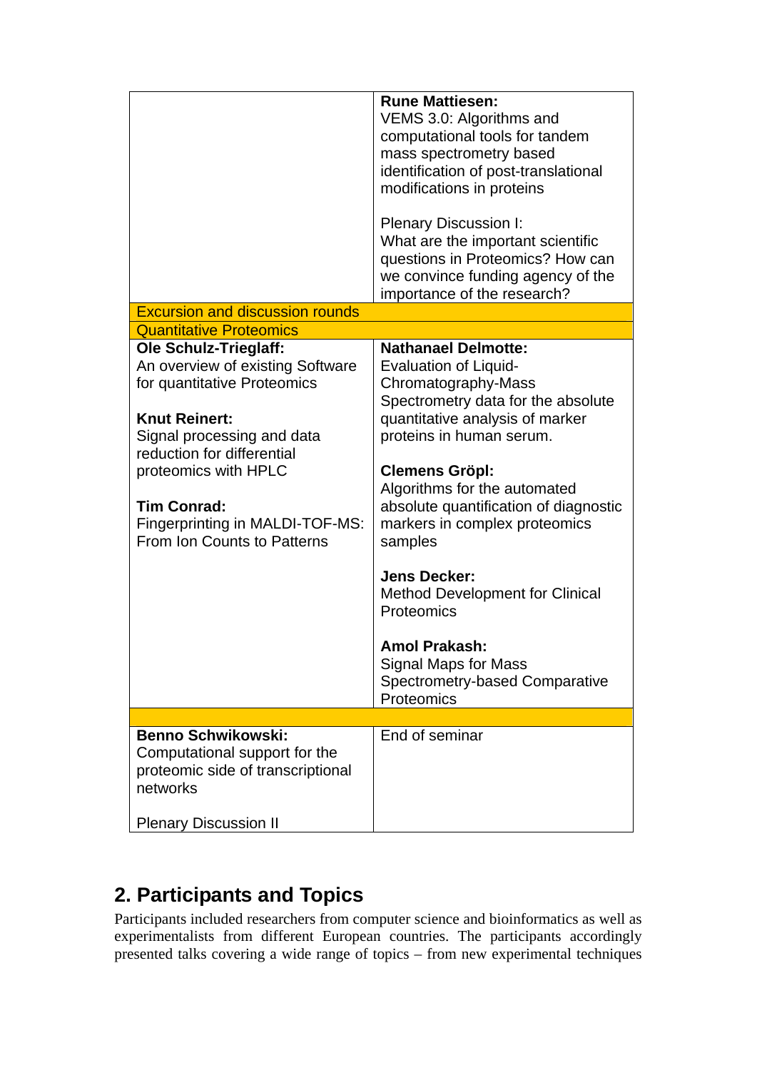| | |
|---|---|
| | **Rune Mattiesen:** VEMS 3.0: Algorithms and computational tools for tandem mass spectrometry based identification of post-translational modifications in proteins<br><br>Plenary Discussion I: What are the important scientific questions in Proteomics? How can we convince funding agency of the importance of the research? |
| Excursion and discussion rounds | |
| Quantitative Proteomics | |
| **Ole Schulz-Trieglaff:** An overview of existing Software for quantitative Proteomics<br><br>**Knut Reinert:** Signal processing and data reduction for differential proteomics with HPLC<br><br>**Tim Conrad:** Fingerprinting in MALDI-TOF-MS: From Ion Counts to Patterns | **Nathanael Delmotte:** Evaluation of Liquid-Chromatography-Mass Spectrometry data for the absolute quantitative analysis of marker proteins in human serum.<br><br>**Clemens Gröpl:** Algorithms for the automated absolute quantification of diagnostic markers in complex proteomics samples<br><br>**Jens Decker:** Method Development for Clinical Proteomics<br><br>**Amol Prakash:** Signal Maps for Mass Spectrometry-based Comparative Proteomics |
| | |
| **Benno Schwikowski:** Computational support for the proteomic side of transcriptional networks<br><br>Plenary Discussion II | End of seminar |

## 2. Participants and Topics

Participants included researchers from computer science and bioinformatics as well as experimentalists from different European countries. The participants accordingly presented talks covering a wide range of topics – from new experimental techniques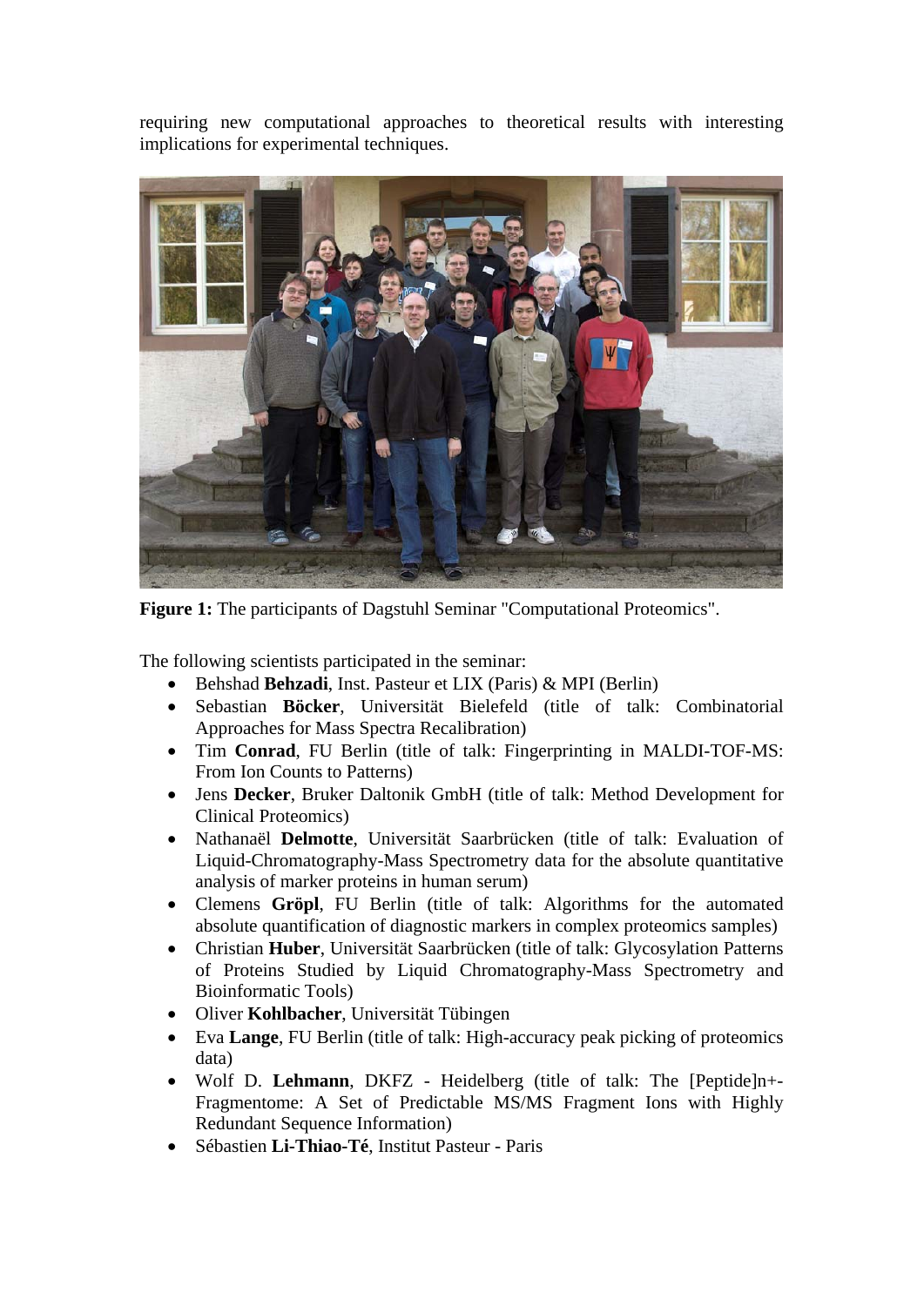requiring new computational approaches to theoretical results with interesting implications for experimental techniques.

**Figure 1:** The participants of Dagstuhl Seminar "Computational Proteomics".

The following scientists participated in the seminar:

- Behshad **Behzadi**, Inst. Pasteur et LIX (Paris) & MPI (Berlin)
- Sebastian **Böcker**, Universität Bielefeld (title of talk: Combinatorial Approaches for Mass Spectra Recalibration)
- Tim **Conrad**, FU Berlin (title of talk: Fingerprinting in MALDI-TOF-MS: From Ion Counts to Patterns)
- Jens **Decker**, Bruker Daltonik GmbH (title of talk: Method Development for Clinical Proteomics)
- Nathanaël **Delmotte**, Universität Saarbrücken (title of talk: Evaluation of Liquid-Chromatography-Mass Spectrometry data for the absolute quantitative analysis of marker proteins in human serum)
- Clemens **Gröpl**, FU Berlin (title of talk: Algorithms for the automated absolute quantification of diagnostic markers in complex proteomics samples)
- Christian **Huber**, Universität Saarbrücken (title of talk: Glycosylation Patterns of Proteins Studied by Liquid Chromatography-Mass Spectrometry and Bioinformatic Tools)
- Oliver **Kohlbacher**, Universität Tübingen
- Eva **Lange**, FU Berlin (title of talk: High-accuracy peak picking of proteomics data)
- Wolf D. **Lehmann**, DKFZ - Heidelberg (title of talk: The [Peptide]n+-Fragmentome: A Set of Predictable MS/MS Fragment Ions with Highly Redundant Sequence Information)
- Sébastien **Li-Thiao-Té**, Institut Pasteur - Paris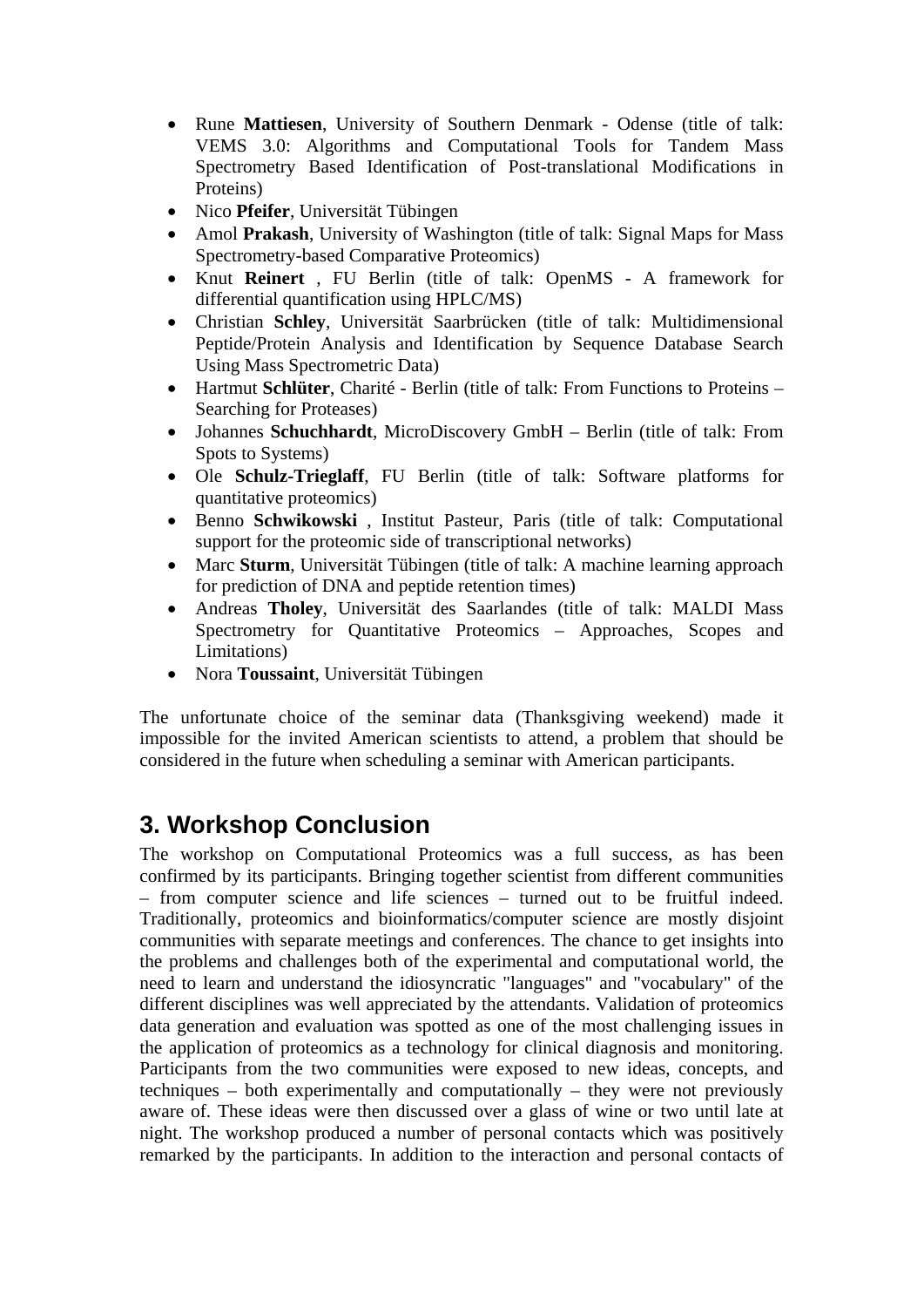- Rune **Mattiesen**, University of Southern Denmark - Odense (title of talk: VEMS 3.0: Algorithms and Computational Tools for Tandem Mass Spectrometry Based Identification of Post-translational Modifications in Proteins)
- Nico **Pfeifer**, Universität Tübingen
- Amol **Prakash**, University of Washington (title of talk: Signal Maps for Mass Spectrometry-based Comparative Proteomics)
- Knut **Reinert** , FU Berlin (title of talk: OpenMS - A framework for differential quantification using HPLC/MS)
- Christian **Schley**, Universität Saarbrücken (title of talk: Multidimensional Peptide/Protein Analysis and Identification by Sequence Database Search Using Mass Spectrometric Data)
- Hartmut **Schlüter**, Charité - Berlin (title of talk: From Functions to Proteins – Searching for Proteases)
- Johannes **Schuchhardt**, MicroDiscovery GmbH – Berlin (title of talk: From Spots to Systems)
- Ole **Schulz-Trieglaff**, FU Berlin (title of talk: Software platforms for quantitative proteomics)
- Benno **Schwikowski** , Institut Pasteur, Paris (title of talk: Computational support for the proteomic side of transcriptional networks)
- Marc **Sturm**, Universität Tübingen (title of talk: A machine learning approach for prediction of DNA and peptide retention times)
- Andreas **Tholey**, Universität des Saarlandes (title of talk: MALDI Mass Spectrometry for Quantitative Proteomics – Approaches, Scopes and Limitations)
- Nora **Toussaint**, Universität Tübingen

The unfortunate choice of the seminar data (Thanksgiving weekend) made it impossible for the invited American scientists to attend, a problem that should be considered in the future when scheduling a seminar with American participants.

## 3. Workshop Conclusion

The workshop on Computational Proteomics was a full success, as has been confirmed by its participants. Bringing together scientist from different communities – from computer science and life sciences – turned out to be fruitful indeed. Traditionally, proteomics and bioinformatics/computer science are mostly disjoint communities with separate meetings and conferences. The chance to get insights into the problems and challenges both of the experimental and computational world, the need to learn and understand the idiosyncratic "languages" and "vocabulary" of the different disciplines was well appreciated by the attendants. Validation of proteomics data generation and evaluation was spotted as one of the most challenging issues in the application of proteomics as a technology for clinical diagnosis and monitoring. Participants from the two communities were exposed to new ideas, concepts, and techniques – both experimentally and computationally – they were not previously aware of. These ideas were then discussed over a glass of wine or two until late at night. The workshop produced a number of personal contacts which was positively remarked by the participants. In addition to the interaction and personal contacts of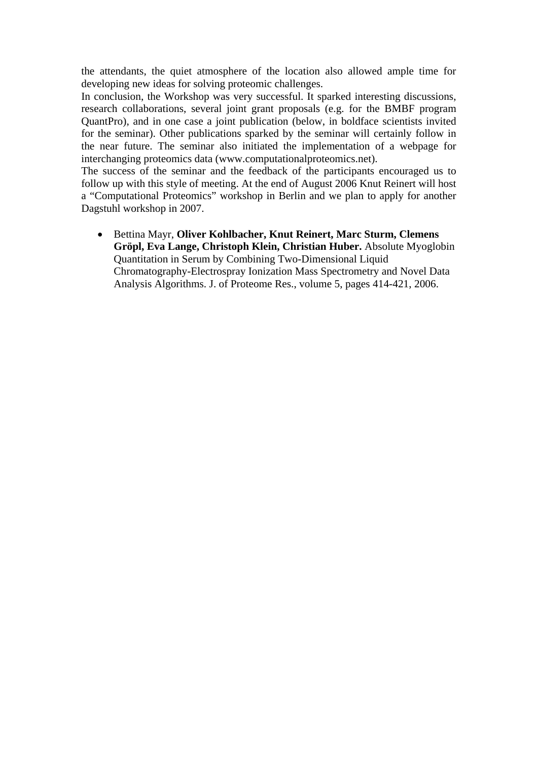the attendants, the quiet atmosphere of the location also allowed ample time for developing new ideas for solving proteomic challenges.

In conclusion, the Workshop was very successful. It sparked interesting discussions, research collaborations, several joint grant proposals (e.g. for the BMBF program QuantPro), and in one case a joint publication (below, in boldface scientists invited for the seminar). Other publications sparked by the seminar will certainly follow in the near future. The seminar also initiated the implementation of a webpage for interchanging proteomics data (www.computationalproteomics.net).

The success of the seminar and the feedback of the participants encouraged us to follow up with this style of meeting. At the end of August 2006 Knut Reinert will host a "Computational Proteomics" workshop in Berlin and we plan to apply for another Dagstuhl workshop in 2007.

- Bettina Mayr, **Oliver Kohlbacher, Knut Reinert, Marc Sturm, Clemens Gröpl, Eva Lange, Christoph Klein, Christian Huber.** Absolute Myoglobin Quantitation in Serum by Combining Two-Dimensional Liquid Chromatography-Electrospray Ionization Mass Spectrometry and Novel Data Analysis Algorithms. J. of Proteome Res., volume 5, pages 414-421, 2006.